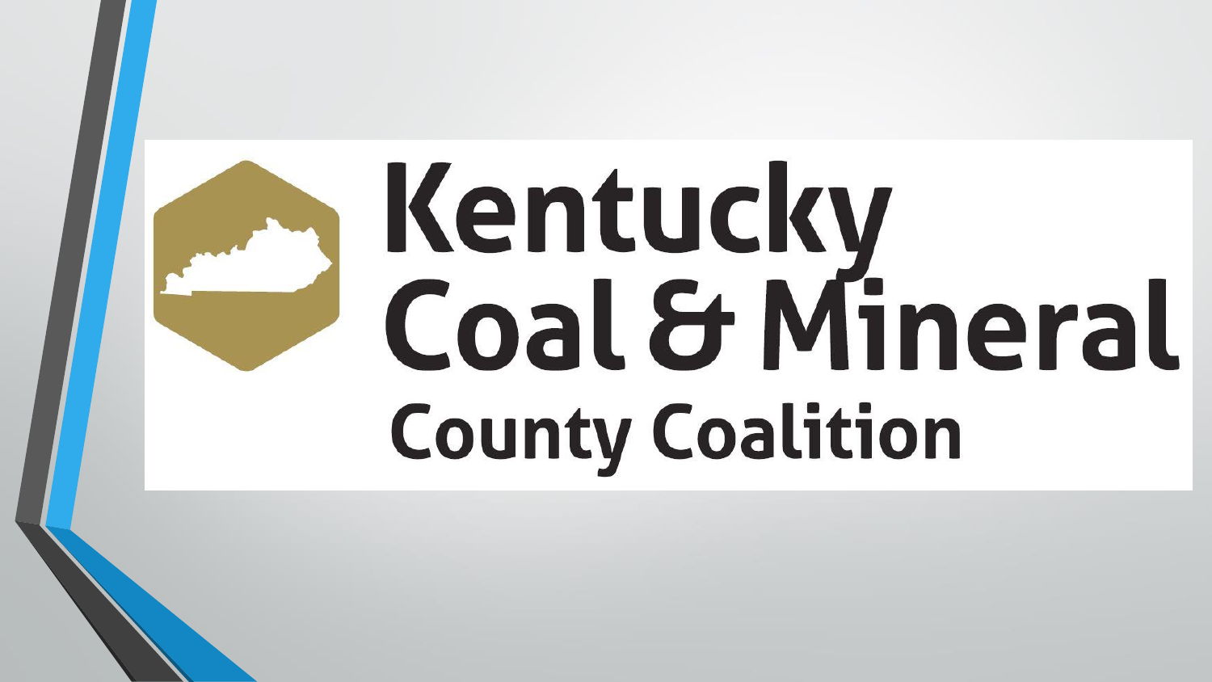# Kentucky Coal & Mineral County Coalition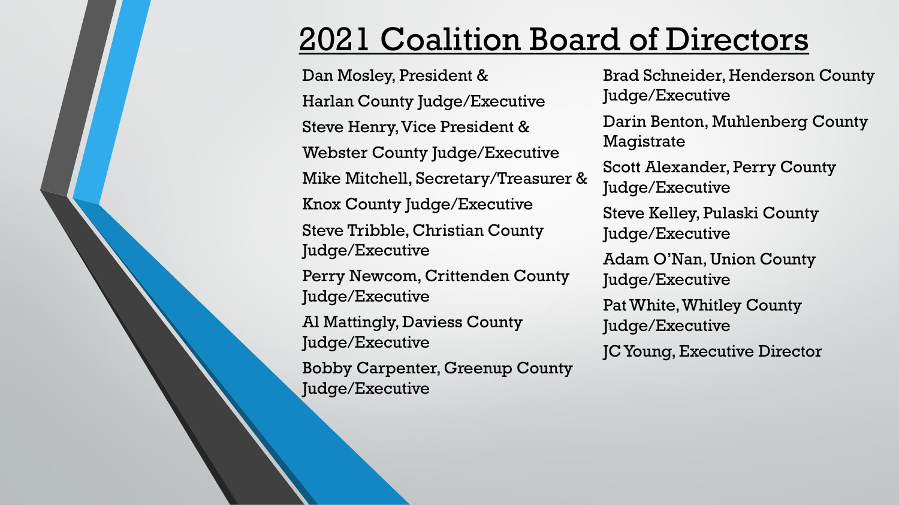# 2021 Coalition Board of Directors

Dan Mosley, President &

Harlan County Judge/Executive

Steve Henry, Vice President &

Webster County Judge/Executive

Mike Mitchell, Secretary/Treasurer &

Knox County Judge/Executive

Steve Tribble, Christian County Judge/Executive

Perry Newcom, Crittenden County Judge/Executive

Al Mattingly, Daviess County Judge/Executive

Bobby Carpenter, Greenup County Judge/Executive

Brad Schneider, Henderson County Judge/Executive

Darin Benton, Muhlenberg County Magistrate

Scott Alexander, Perry County Judge/Executive

Steve Kelley, Pulaski County Judge/Executive

Adam O'Nan, Union County Judge/Executive

Pat White, Whitley County Judge/Executive

JC Young, Executive Director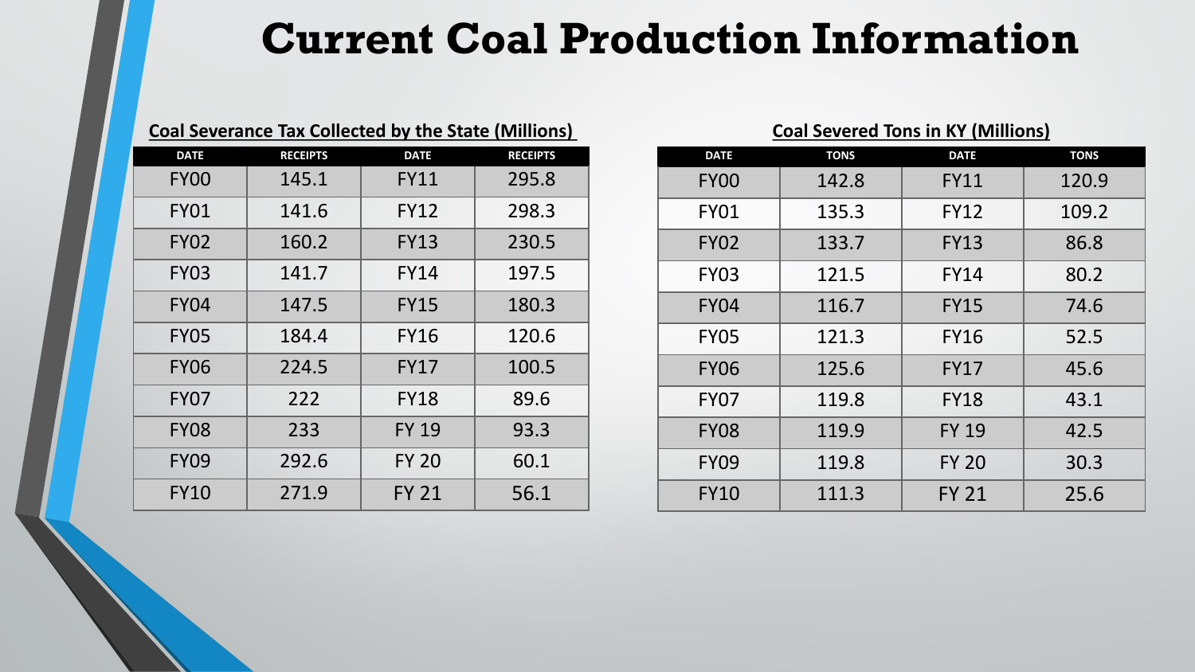# Current Coal Production Information

**Coal Severance Tax Collected by the State (Millions)**

| DATE | RECEIPTS | DATE | RECEIPTS |
|---|---|---|---|
| FY00 | 145.1 | FY11 | 295.8 |
| FY01 | 141.6 | FY12 | 298.3 |
| FY02 | 160.2 | FY13 | 230.5 |
| FY03 | 141.7 | FY14 | 197.5 |
| FY04 | 147.5 | FY15 | 180.3 |
| FY05 | 184.4 | FY16 | 120.6 |
| FY06 | 224.5 | FY17 | 100.5 |
| FY07 | 222 | FY18 | 89.6 |
| FY08 | 233 | FY 19 | 93.3 |
| FY09 | 292.6 | FY 20 | 60.1 |
| FY10 | 271.9 | FY 21 | 56.1 |

**Coal Severed Tons in KY (Millions)**

| DATE | TONS | DATE | TONS |
|---|---|---|---|
| FY00 | 142.8 | FY11 | 120.9 |
| FY01 | 135.3 | FY12 | 109.2 |
| FY02 | 133.7 | FY13 | 86.8 |
| FY03 | 121.5 | FY14 | 80.2 |
| FY04 | 116.7 | FY15 | 74.6 |
| FY05 | 121.3 | FY16 | 52.5 |
| FY06 | 125.6 | FY17 | 45.6 |
| FY07 | 119.8 | FY18 | 43.1 |
| FY08 | 119.9 | FY 19 | 42.5 |
| FY09 | 119.8 | FY 20 | 30.3 |
| FY10 | 111.3 | FY 21 | 25.6 |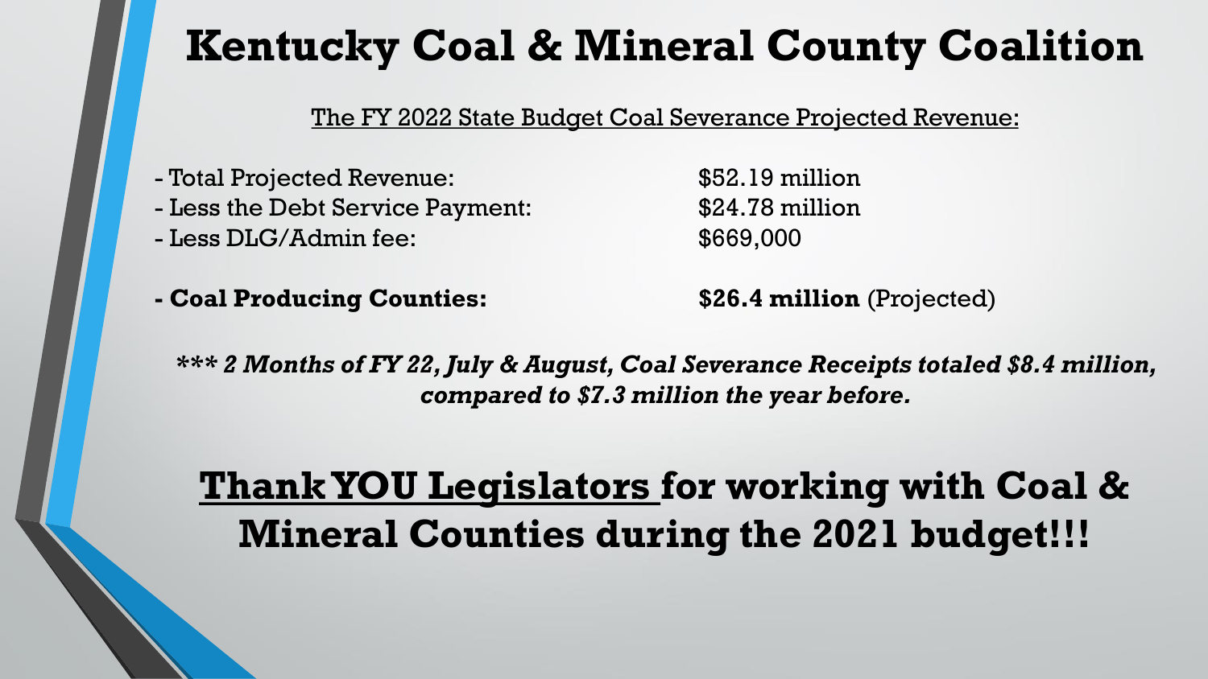# Kentucky Coal & Mineral County Coalition

The FY 2022 State Budget Coal Severance Projected Revenue:

| | |
|---|---|
| - Total Projected Revenue: | $52.19 million |
| - Less the Debt Service Payment: | $24.78 million |
| - Less DLG/Admin fee: | $669,000 |
| **- Coal Producing Counties:** | **$26.4 million** (Projected) |

***\*\*\* 2 Months of FY 22, July & August, Coal Severance Receipts totaled $8.4 million, compared to $7.3 million the year before.***

## Thank YOU Legislators for working with Coal & Mineral Counties during the 2021 budget!!!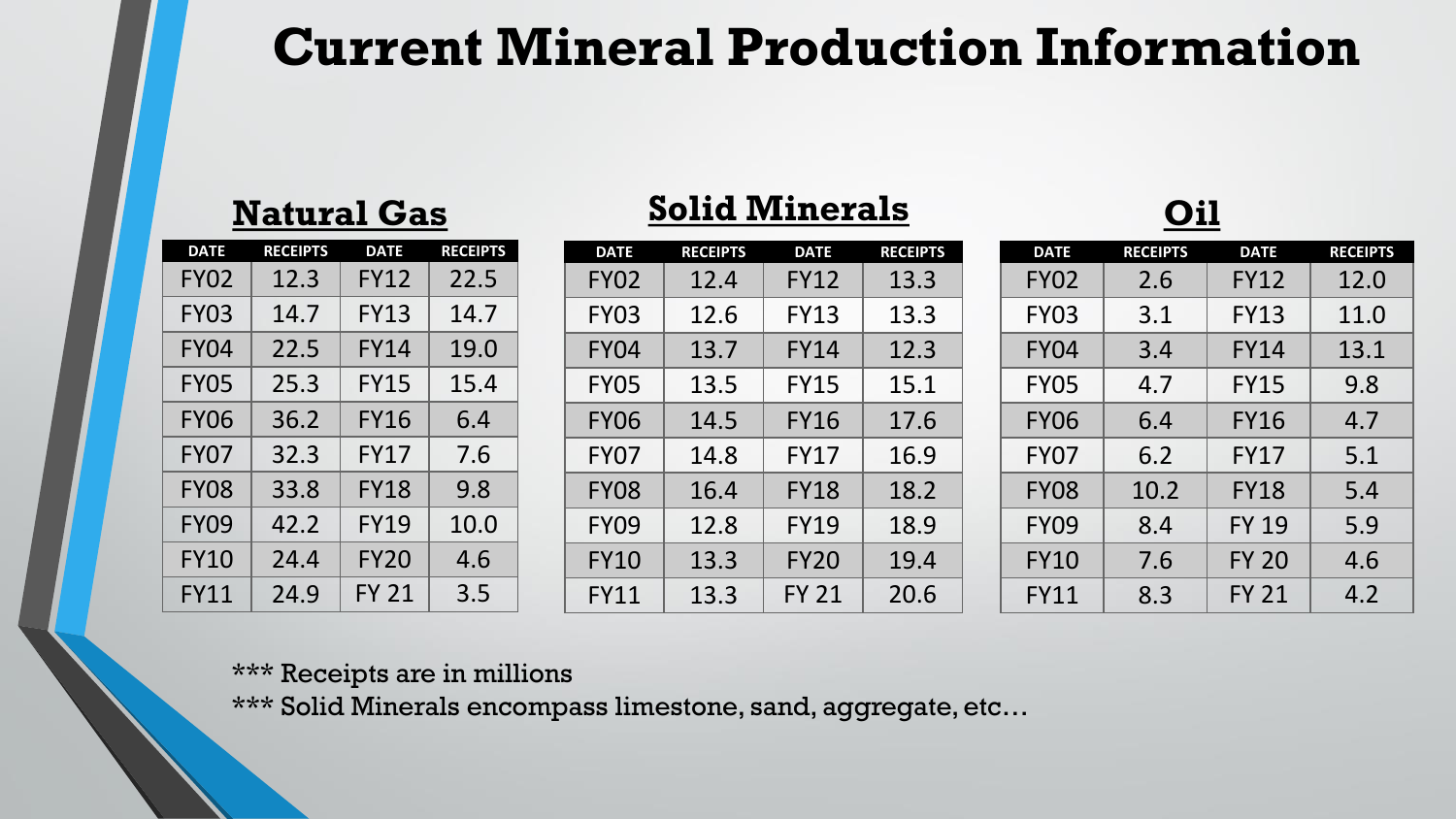# Current Mineral Production Information

## Natural Gas

| DATE | RECEIPTS | DATE | RECEIPTS |
|---|---|---|---|
| FY02 | 12.3 | FY12 | 22.5 |
| FY03 | 14.7 | FY13 | 14.7 |
| FY04 | 22.5 | FY14 | 19.0 |
| FY05 | 25.3 | FY15 | 15.4 |
| FY06 | 36.2 | FY16 | 6.4 |
| FY07 | 32.3 | FY17 | 7.6 |
| FY08 | 33.8 | FY18 | 9.8 |
| FY09 | 42.2 | FY19 | 10.0 |
| FY10 | 24.4 | FY20 | 4.6 |
| FY11 | 24.9 | FY 21 | 3.5 |

## Solid Minerals

| DATE | RECEIPTS | DATE | RECEIPTS |
|---|---|---|---|
| FY02 | 12.4 | FY12 | 13.3 |
| FY03 | 12.6 | FY13 | 13.3 |
| FY04 | 13.7 | FY14 | 12.3 |
| FY05 | 13.5 | FY15 | 15.1 |
| FY06 | 14.5 | FY16 | 17.6 |
| FY07 | 14.8 | FY17 | 16.9 |
| FY08 | 16.4 | FY18 | 18.2 |
| FY09 | 12.8 | FY19 | 18.9 |
| FY10 | 13.3 | FY20 | 19.4 |
| FY11 | 13.3 | FY 21 | 20.6 |

## Oil

| DATE | RECEIPTS | DATE | RECEIPTS |
|---|---|---|---|
| FY02 | 2.6 | FY12 | 12.0 |
| FY03 | 3.1 | FY13 | 11.0 |
| FY04 | 3.4 | FY14 | 13.1 |
| FY05 | 4.7 | FY15 | 9.8 |
| FY06 | 6.4 | FY16 | 4.7 |
| FY07 | 6.2 | FY17 | 5.1 |
| FY08 | 10.2 | FY18 | 5.4 |
| FY09 | 8.4 | FY 19 | 5.9 |
| FY10 | 7.6 | FY 20 | 4.6 |
| FY11 | 8.3 | FY 21 | 4.2 |

*** Receipts are in millions

*** Solid Minerals encompass limestone, sand, aggregate, etc…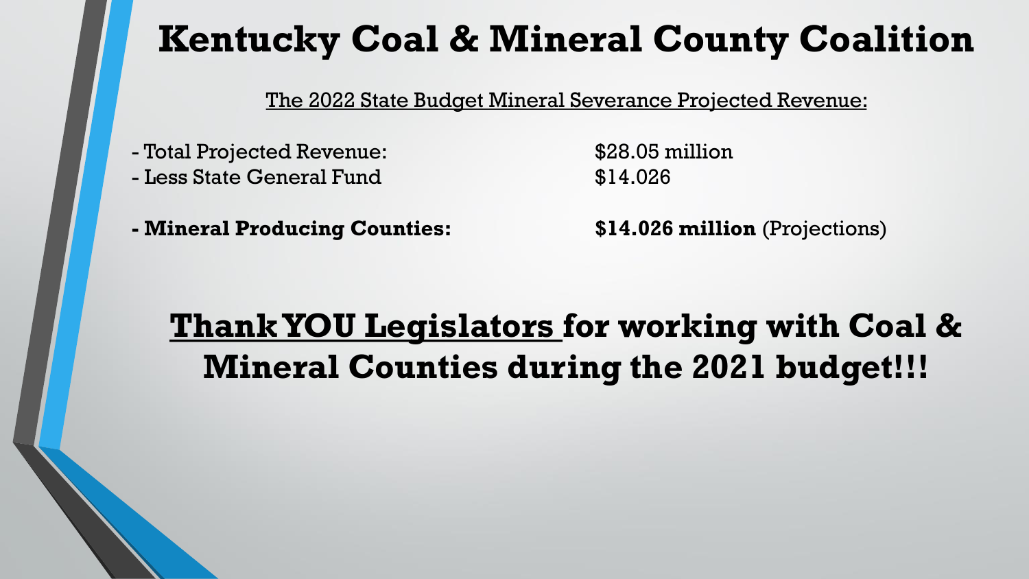# Kentucky Coal & Mineral County Coalition

The 2022 State Budget Mineral Severance Projected Revenue:

| | |
|---|---|
| - Total Projected Revenue: | $28.05 million |
| - Less State General Fund | $14.026 |
| **- Mineral Producing Counties:** | **$14.026 million** (Projections) |

## **Thank YOU Legislators** for working with Coal & Mineral Counties during the 2021 budget!!!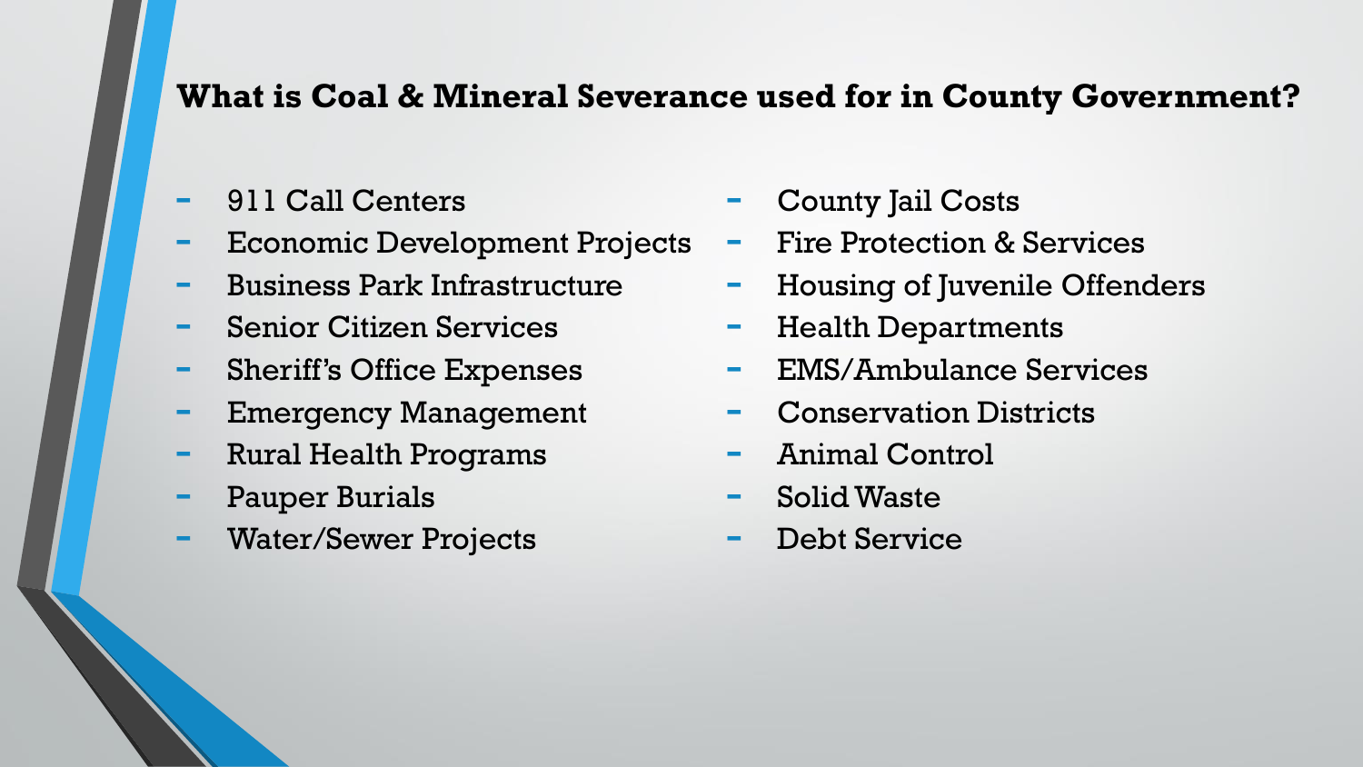## What is Coal & Mineral Severance used for in County Government?

- 911 Call Centers
- Economic Development Projects
- Business Park Infrastructure
- Senior Citizen Services
- Sheriff's Office Expenses
- Emergency Management
- Rural Health Programs
- Pauper Burials
- Water/Sewer Projects
- County Jail Costs
- Fire Protection & Services
- Housing of Juvenile Offenders
- Health Departments
- EMS/Ambulance Services
- Conservation Districts
- Animal Control
- Solid Waste
- Debt Service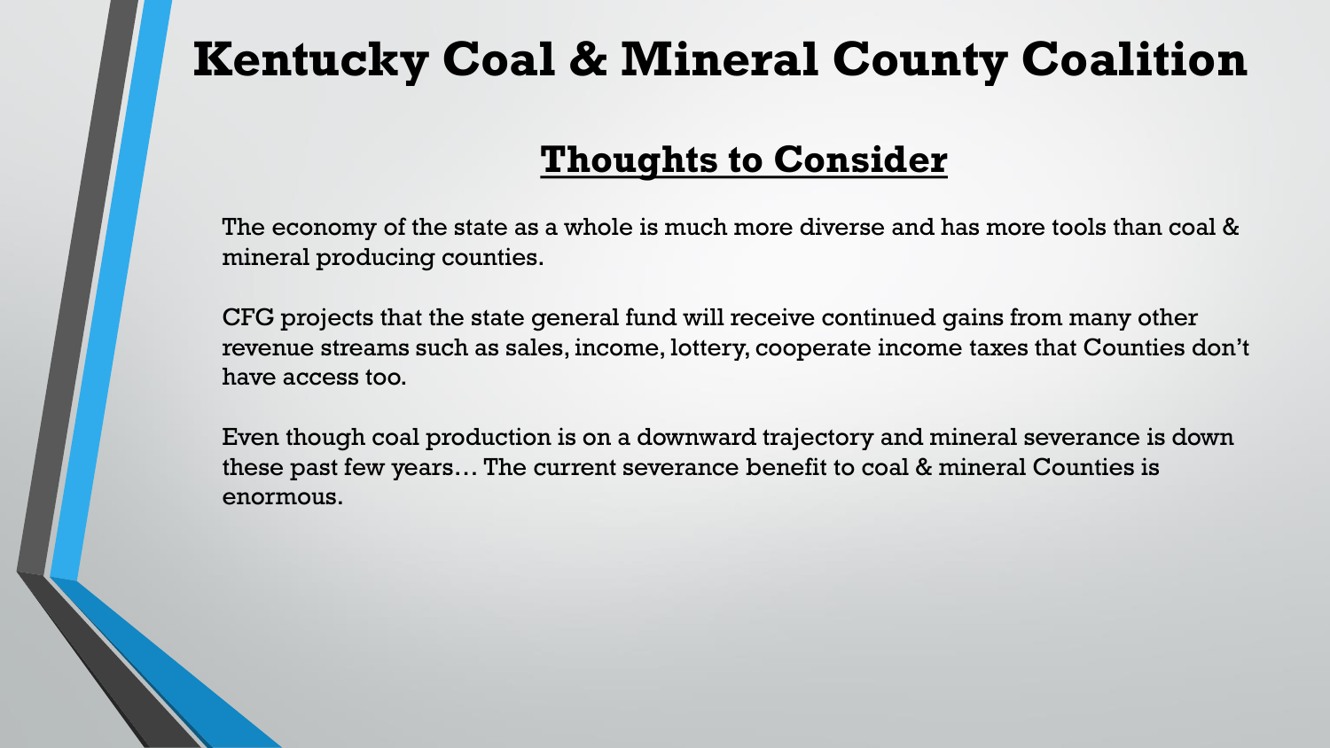# Kentucky Coal & Mineral County Coalition

## Thoughts to Consider

The economy of the state as a whole is much more diverse and has more tools than coal & mineral producing counties.

CFG projects that the state general fund will receive continued gains from many other revenue streams such as sales, income, lottery, cooperate income taxes that Counties don't have access too.

Even though coal production is on a downward trajectory and mineral severance is down these past few years… The current severance benefit to coal & mineral Counties is enormous.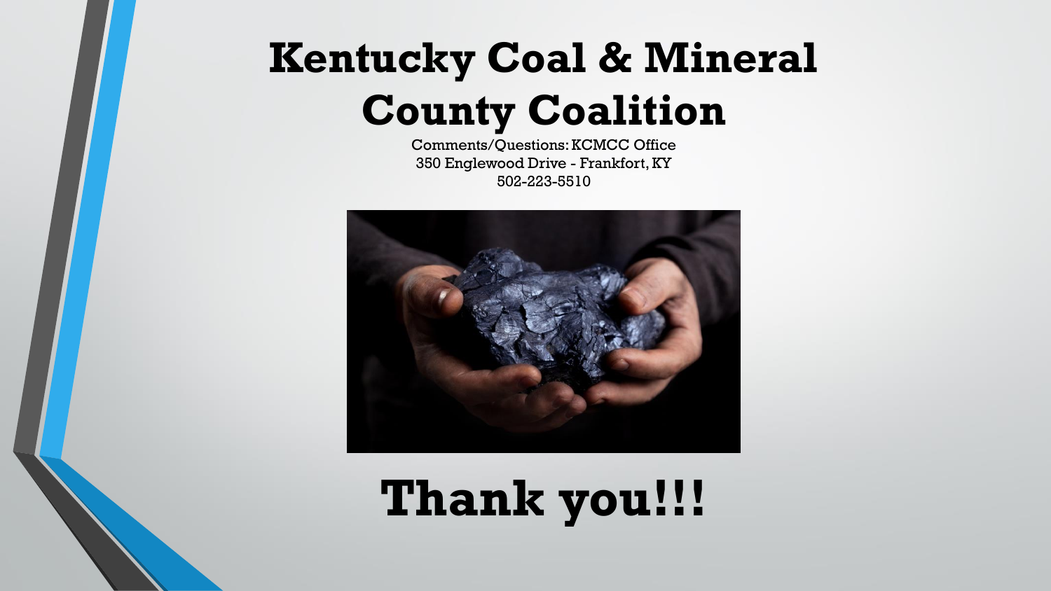# Kentucky Coal & Mineral County Coalition

Comments/Questions: KCMCC Office
350 Englewood Drive - Frankfort, KY
502-223-5510

# Thank you!!!